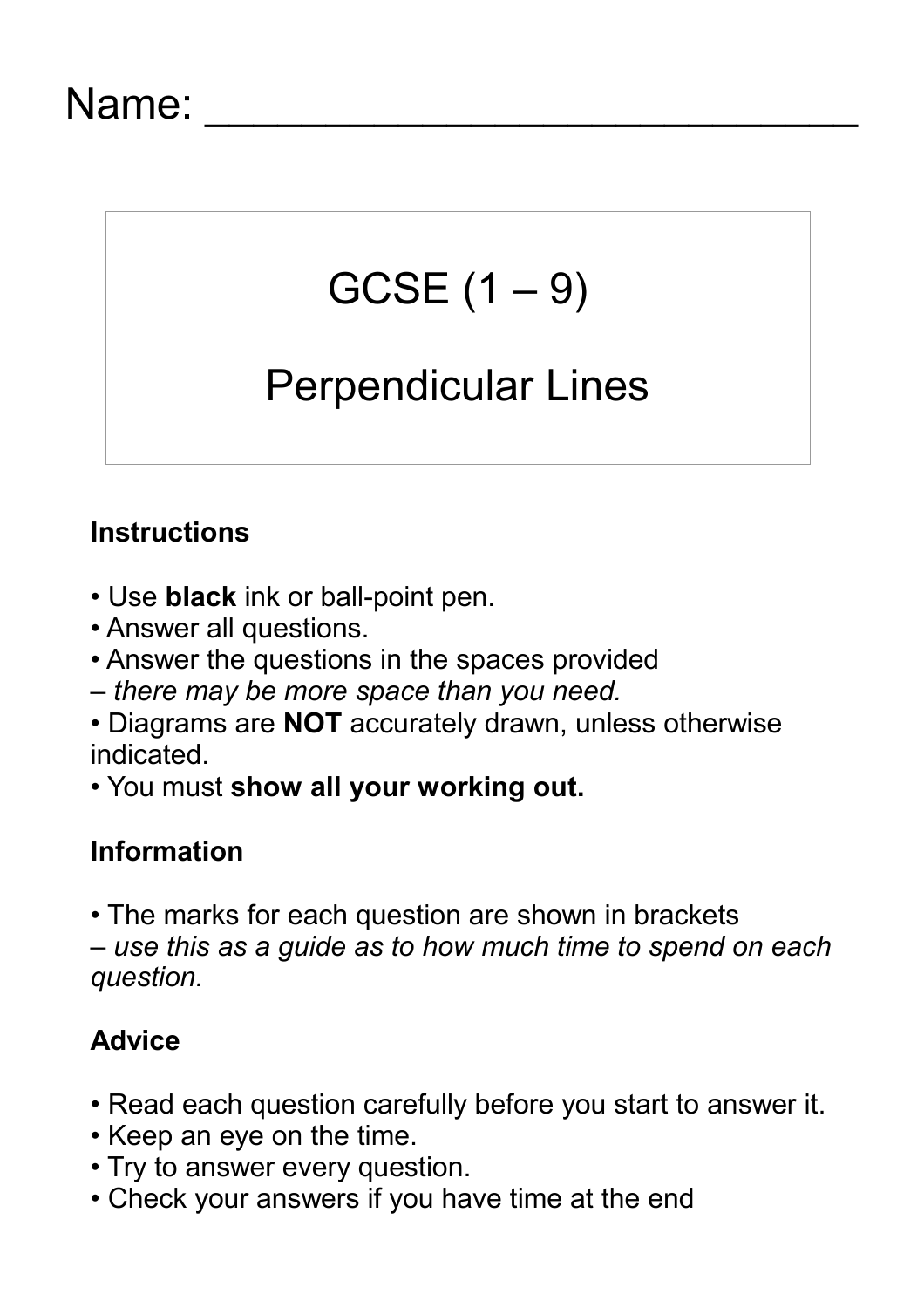Name: ___________________________

# GCSE (1 – 9)

# Perpendicular Lines

**Instructions**

- Use **black** ink or ball-point pen.
- Answer all questions.
- Answer the questions in the spaces provided
  – *there may be more space than you need.*
- Diagrams are **NOT** accurately drawn, unless otherwise indicated.
- You must **show all your working out.**

**Information**

- The marks for each question are shown in brackets
  – *use this as a guide as to how much time to spend on each question.*

**Advice**

- Read each question carefully before you start to answer it.
- Keep an eye on the time.
- Try to answer every question.
- Check your answers if you have time at the end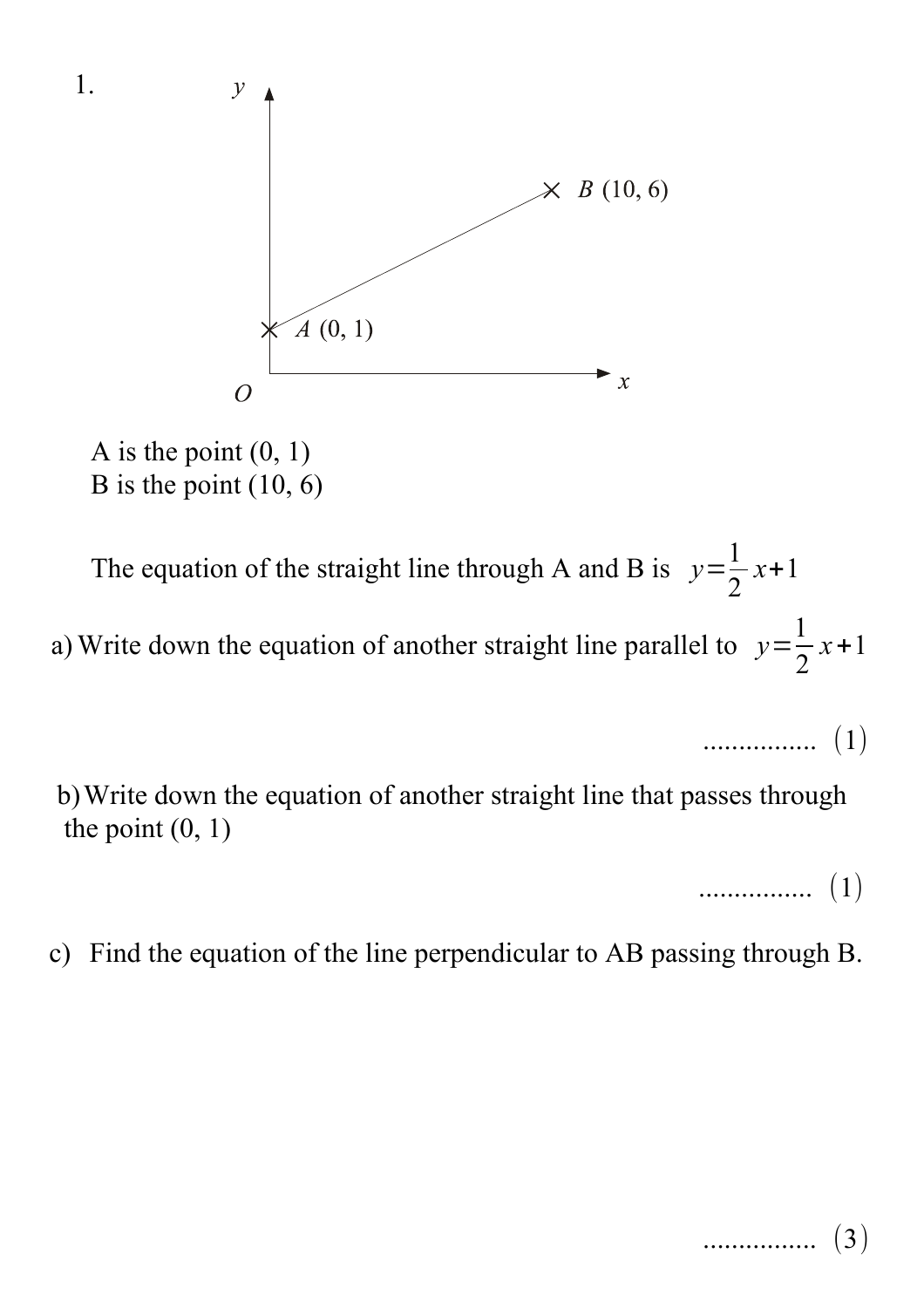1.

A is the point (0, 1)
B is the point (10, 6)

The equation of the straight line through A and B is $y = \frac{1}{2}x + 1$

a) Write down the equation of another straight line parallel to $y = \frac{1}{2}x + 1$

................ (1)

b) Write down the equation of another straight line that passes through the point (0, 1)

................ (1)

c) Find the equation of the line perpendicular to AB passing through B.

................ (3)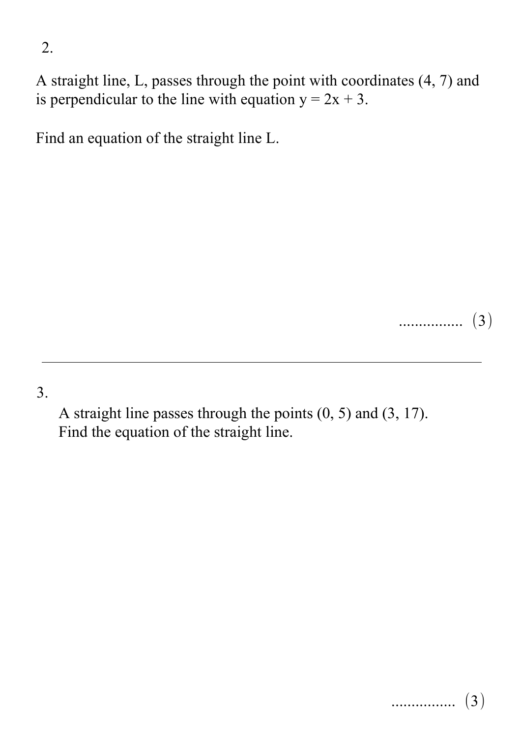2.

A straight line, L, passes through the point with coordinates (4, 7) and is perpendicular to the line with equation $y = 2x + 3$.

Find an equation of the straight line L.

................ (3)

---

3.

A straight line passes through the points (0, 5) and (3, 17).
Find the equation of the straight line.

................ (3)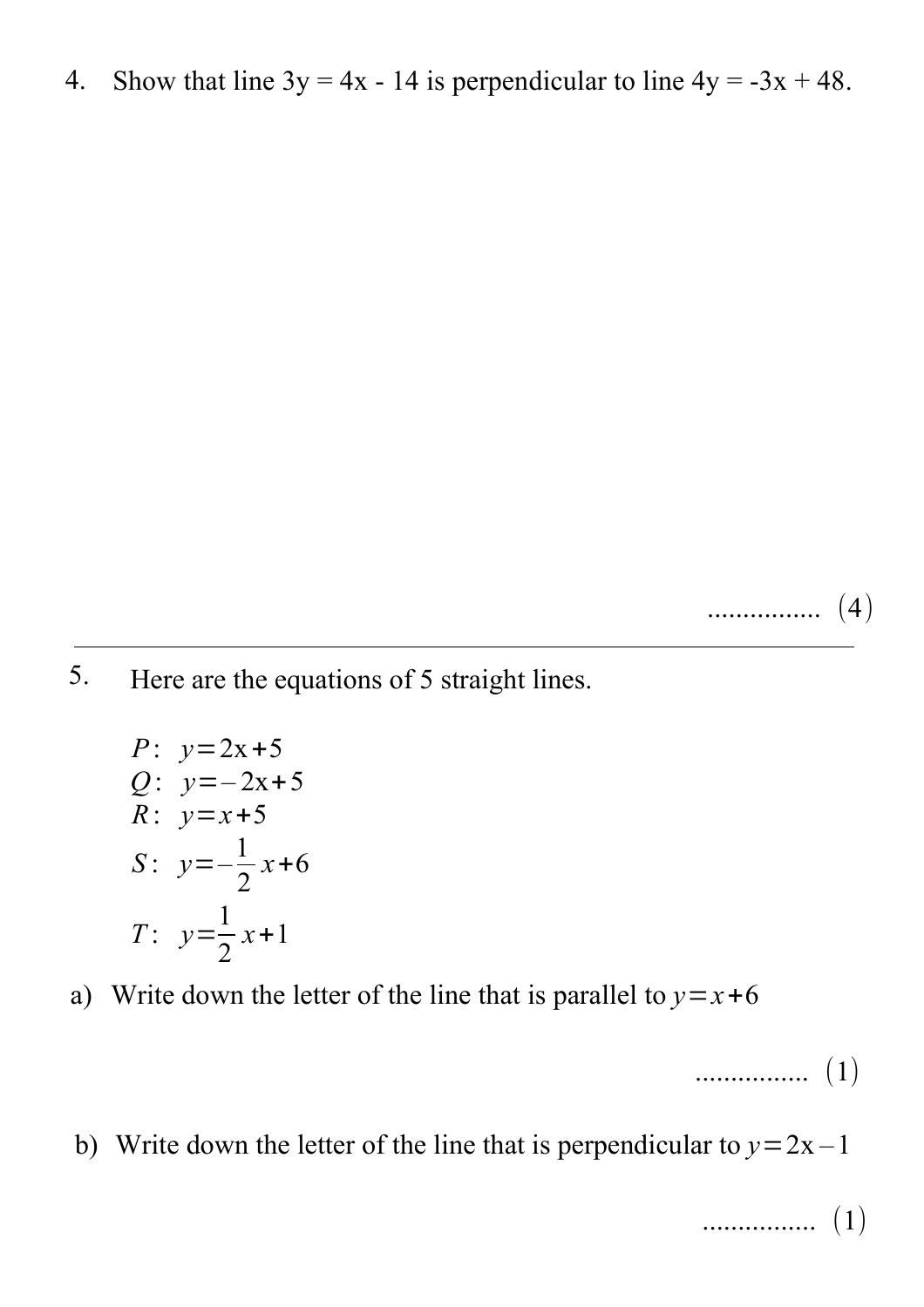4. Show that line $3y = 4x - 14$ is perpendicular to line $4y = -3x + 48$.

................ (4)

---

5. Here are the equations of 5 straight lines.

$P$: $y = 2x + 5$

$Q$: $y = -2x + 5$

$R$: $y = x + 5$

$S$: $y = -\frac{1}{2}x + 6$

$T$: $y = \frac{1}{2}x + 1$

a) Write down the letter of the line that is parallel to $y = x + 6$

................ (1)

b) Write down the letter of the line that is perpendicular to $y = 2x - 1$

................ (1)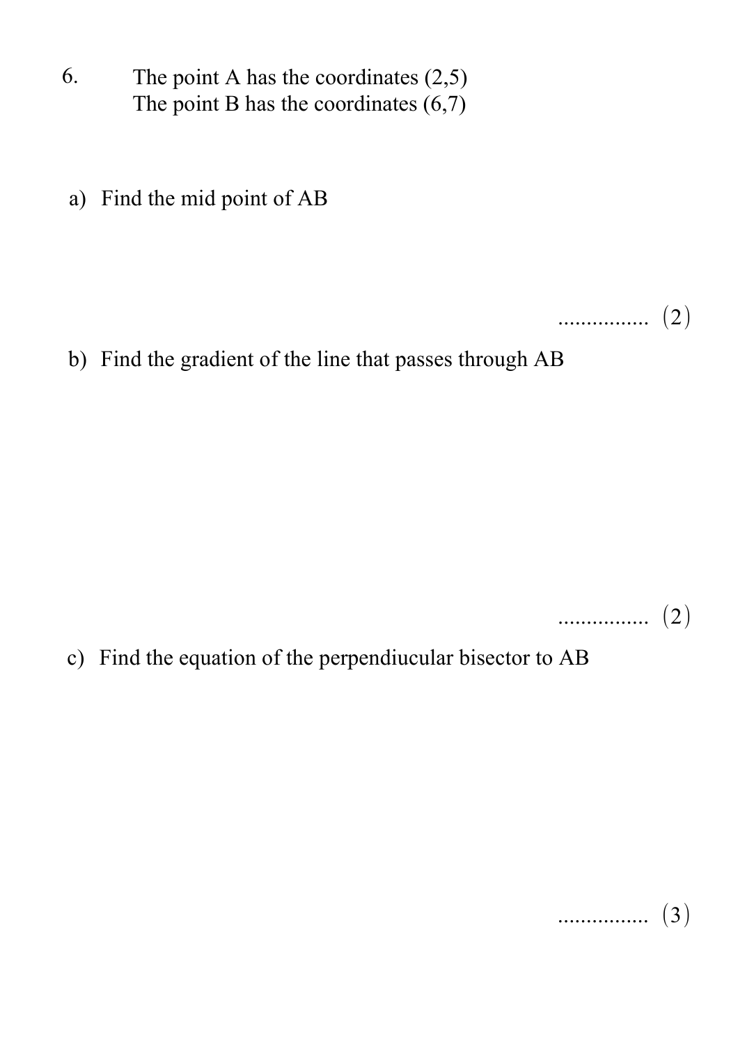6. The point A has the coordinates (2,5)
The point B has the coordinates (6,7)

a) Find the mid point of AB

................ (2)

b) Find the gradient of the line that passes through AB

................ (2)

c) Find the equation of the perpendiucular bisector to AB

................ (3)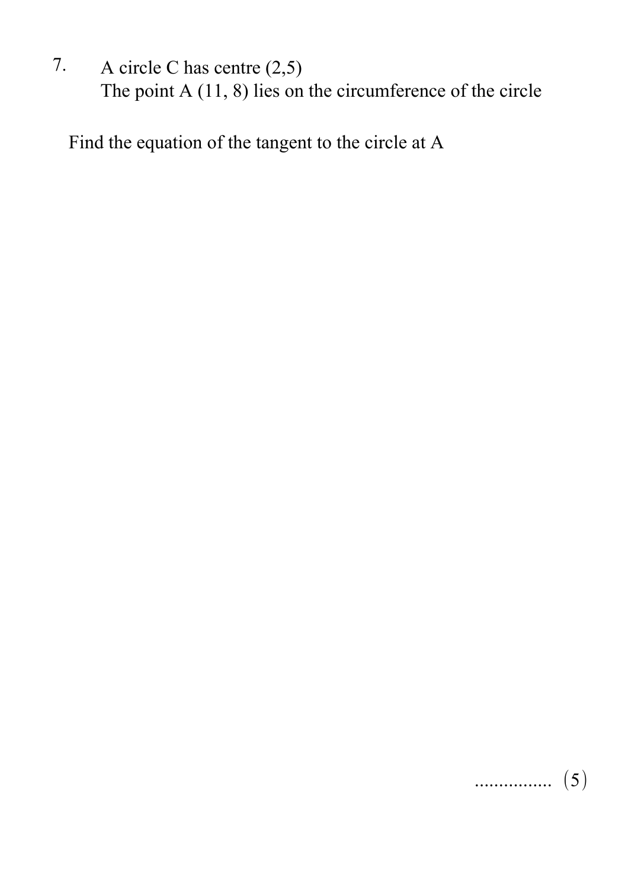7. A circle C has centre (2,5)
   The point A (11, 8) lies on the circumference of the circle

Find the equation of the tangent to the circle at A

................ (5)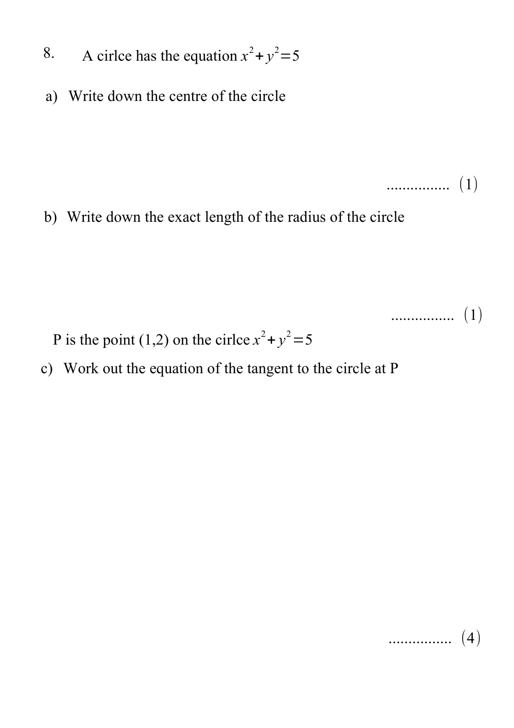8. A cirlce has the equation $x^2 + y^2 = 5$

a) Write down the centre of the circle

................ (1)

b) Write down the exact length of the radius of the circle

................ (1)

P is the point (1,2) on the cirlce $x^2 + y^2 = 5$

c) Work out the equation of the tangent to the circle at P

................ (4)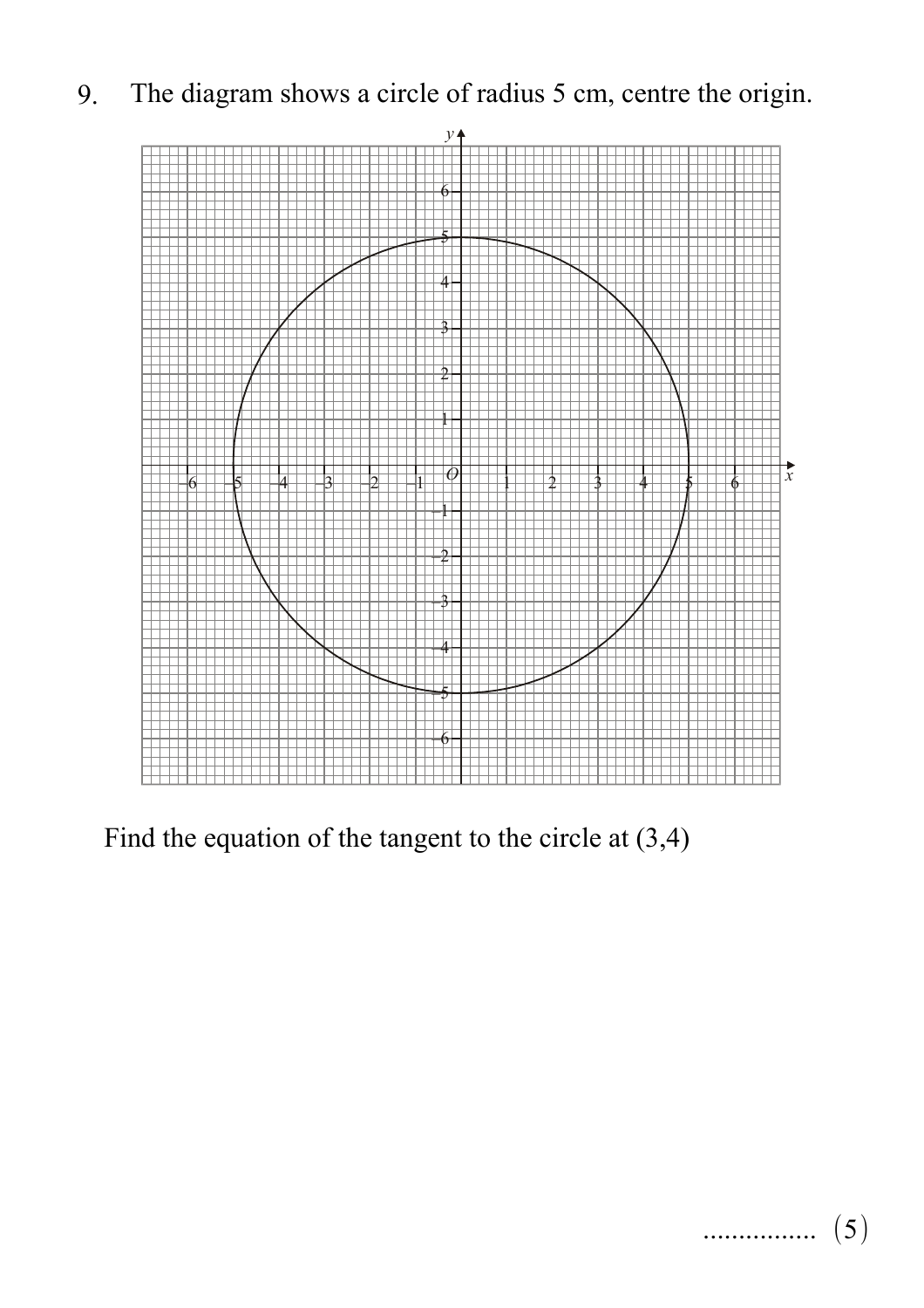9. The diagram shows a circle of radius 5 cm, centre the origin.

y

6
5
4
3
2
1
O
−1
−2
−3
−4
−5
−6

−6 −5 −4 −3 −2 −1 1 2 3 4 5 6 x

Find the equation of the tangent to the circle at (3,4)

................ (5)